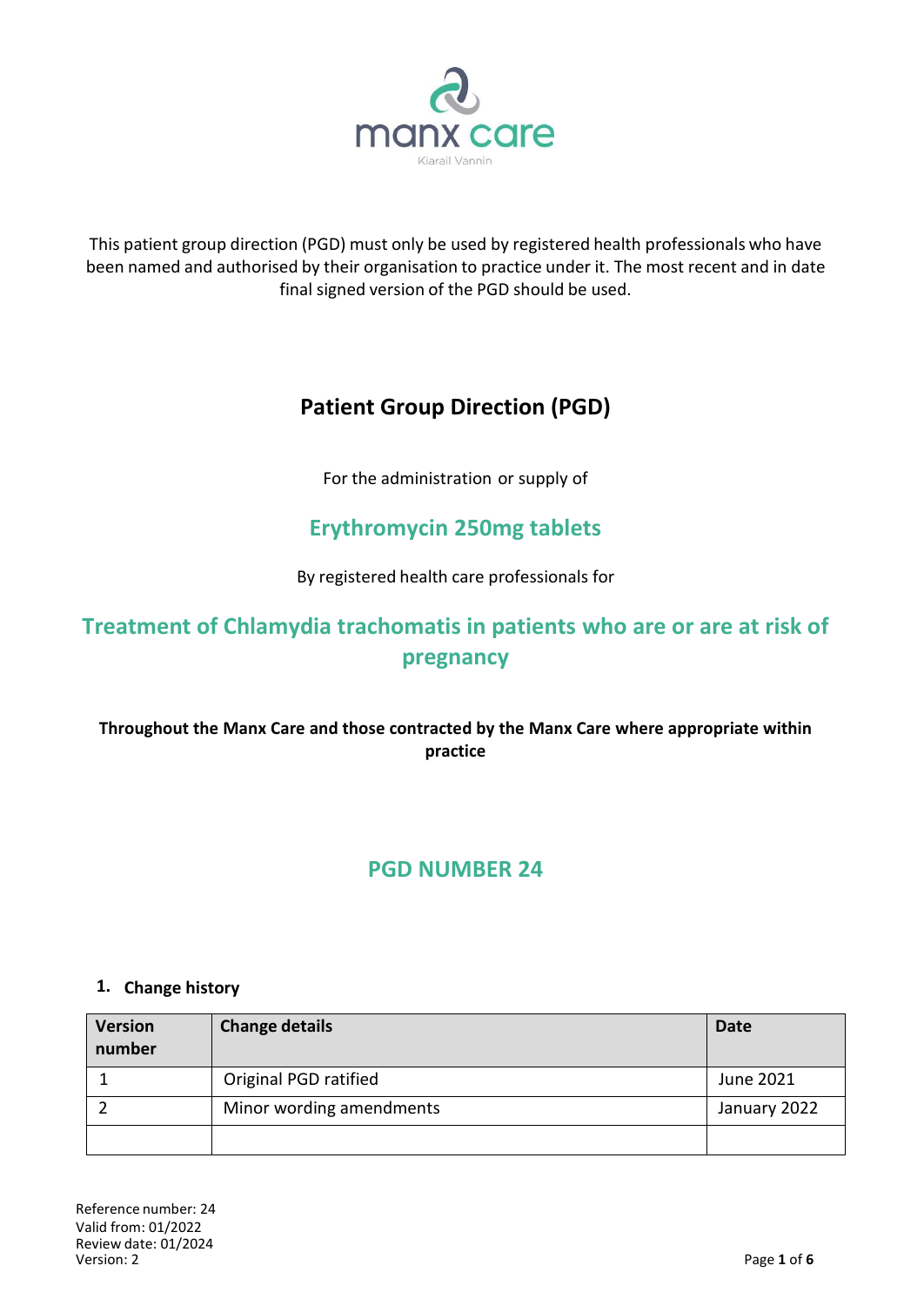manx care

Kiarail Vannin

This patient group direction (PGD) must only be used by registered health professionals who have been named and authorised by their organisation to practice under it. The most recent and in date final signed version of the PGD should be used.

# Patient Group Direction (PGD)

For the administration or supply of

## Erythromycin 250mg tablets

By registered health care professionals for

## Treatment of Chlamydia trachomatis in patients who are or are at risk of pregnancy

**Throughout the Manx Care and those contracted by the Manx Care where appropriate within practice**

## PGD NUMBER 24

### 1. Change history

| Version number | Change details | Date |
|---|---|---|
| 1 | Original PGD ratified | June 2021 |
| 2 | Minor wording amendments | January 2022 |
| | | |

Reference number: 24
Valid from: 01/2022
Review date: 01/2024
Version: 2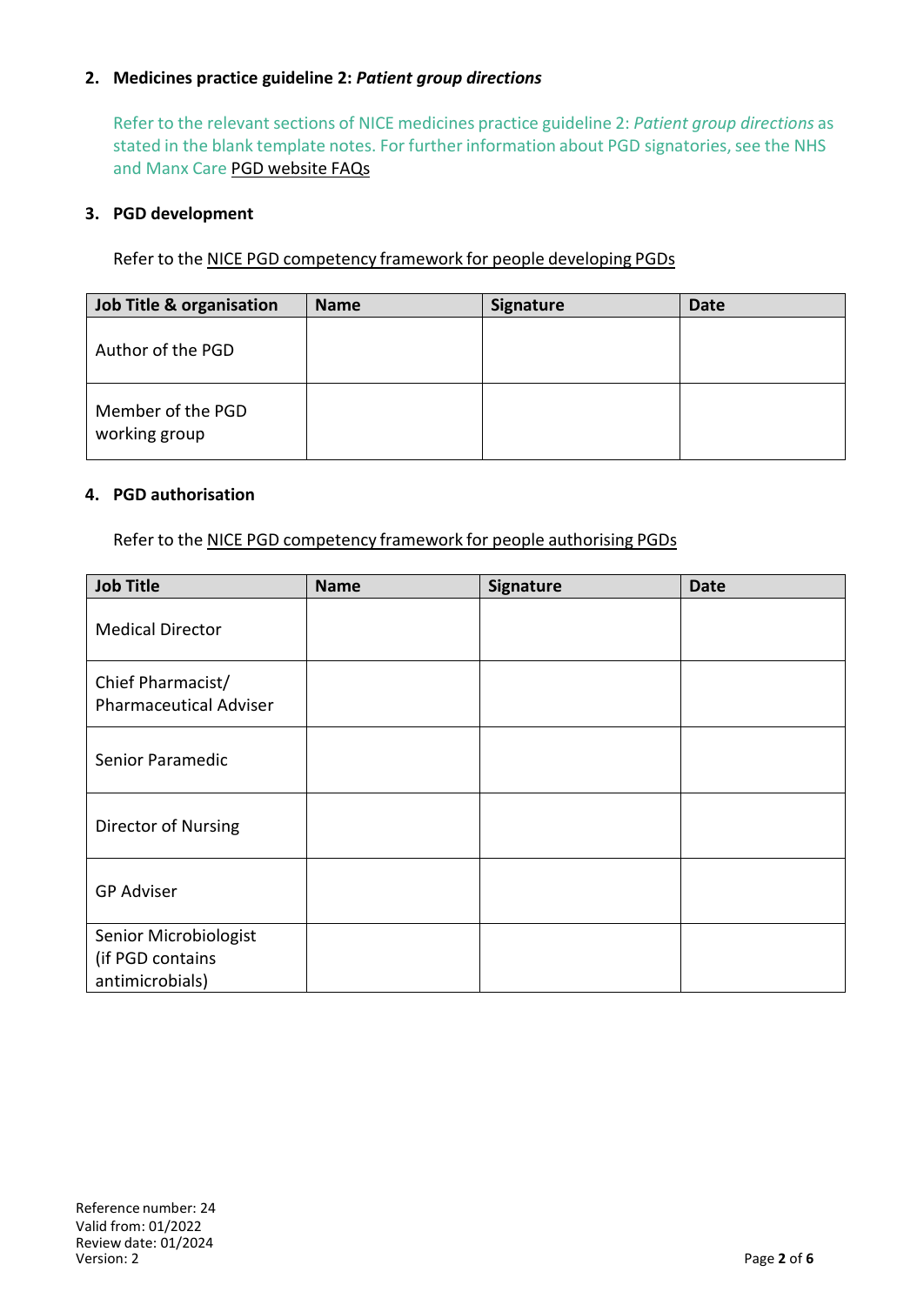## 2. Medicines practice guideline 2: *Patient group directions*

Refer to the relevant sections of NICE medicines practice guideline 2: *Patient group directions* as stated in the blank template notes. For further information about PGD signatories, see the NHS and Manx Care PGD website FAQs

## 3. PGD development

Refer to the NICE PGD competency framework for people developing PGDs

| Job Title & organisation | Name | Signature | Date |
|---|---|---|---|
| Author of the PGD | | | |
| Member of the PGD working group | | | |

## 4. PGD authorisation

Refer to the NICE PGD competency framework for people authorising PGDs

| Job Title | Name | Signature | Date |
|---|---|---|---|
| Medical Director | | | |
| Chief Pharmacist/ Pharmaceutical Adviser | | | |
| Senior Paramedic | | | |
| Director of Nursing | | | |
| GP Adviser | | | |
| Senior Microbiologist (if PGD contains antimicrobials) | | | |

Reference number: 24
Valid from: 01/2022
Review date: 01/2024
Version: 2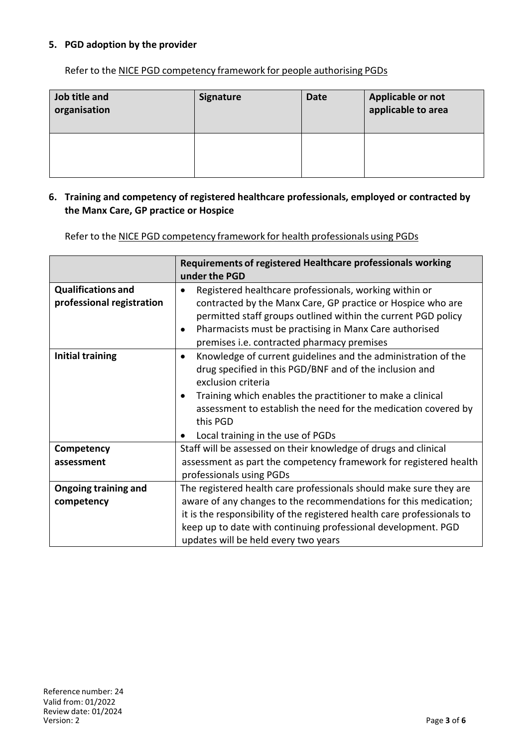## 5. PGD adoption by the provider

Refer to the NICE PGD competency framework for people authorising PGDs

| Job title and organisation | Signature | Date | Applicable or not applicable to area |
|---|---|---|---|
| | | | |

## 6. Training and competency of registered healthcare professionals, employed or contracted by the Manx Care, GP practice or Hospice

Refer to the NICE PGD competency framework for health professionals using PGDs

| | Requirements of registered Healthcare professionals working under the PGD |
|---|---|
| **Qualifications and professional registration** | • Registered healthcare professionals, working within or contracted by the Manx Care, GP practice or Hospice who are permitted staff groups outlined within the current PGD policy<br>• Pharmacists must be practising in Manx Care authorised premises i.e. contracted pharmacy premises |
| **Initial training** | • Knowledge of current guidelines and the administration of the drug specified in this PGD/BNF and of the inclusion and exclusion criteria<br>• Training which enables the practitioner to make a clinical assessment to establish the need for the medication covered by this PGD<br>• Local training in the use of PGDs |
| **Competency assessment** | Staff will be assessed on their knowledge of drugs and clinical assessment as part the competency framework for registered health professionals using PGDs |
| **Ongoing training and competency** | The registered health care professionals should make sure they are aware of any changes to the recommendations for this medication; it is the responsibility of the registered health care professionals to keep up to date with continuing professional development. PGD updates will be held every two years |

Reference number: 24
Valid from: 01/2022
Review date: 01/2024
Version: 2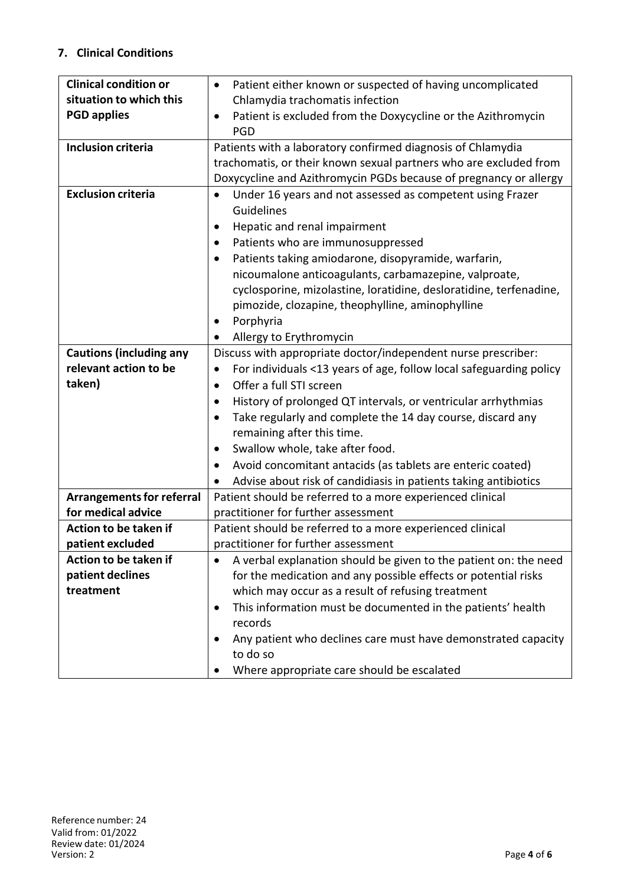## 7. Clinical Conditions

| | |
|---|---|
| **Clinical condition or situation to which this PGD applies** | • Patient either known or suspected of having uncomplicated Chlamydia trachomatis infection<br>• Patient is excluded from the Doxycycline or the Azithromycin PGD |
| **Inclusion criteria** | Patients with a laboratory confirmed diagnosis of Chlamydia trachomatis, or their known sexual partners who are excluded from Doxycycline and Azithromycin PGDs because of pregnancy or allergy |
| **Exclusion criteria** | • Under 16 years and not assessed as competent using Frazer Guidelines<br>• Hepatic and renal impairment<br>• Patients who are immunosuppressed<br>• Patients taking amiodarone, disopyramide, warfarin, nicoumalone anticoagulants, carbamazepine, valproate, cyclosporine, mizolastine, loratidine, desloratidine, terfenadine, pimozide, clozapine, theophylline, aminophylline<br>• Porphyria<br>• Allergy to Erythromycin |
| **Cautions (including any relevant action to be taken)** | Discuss with appropriate doctor/independent nurse prescriber:<br>• For individuals <13 years of age, follow local safeguarding policy<br>• Offer a full STI screen<br>• History of prolonged QT intervals, or ventricular arrhythmias<br>• Take regularly and complete the 14 day course, discard any remaining after this time.<br>• Swallow whole, take after food.<br>• Avoid concomitant antacids (as tablets are enteric coated)<br>• Advise about risk of candidiasis in patients taking antibiotics |
| **Arrangements for referral for medical advice** | Patient should be referred to a more experienced clinical practitioner for further assessment |
| **Action to be taken if patient excluded** | Patient should be referred to a more experienced clinical practitioner for further assessment |
| **Action to be taken if patient declines treatment** | • A verbal explanation should be given to the patient on: the need for the medication and any possible effects or potential risks which may occur as a result of refusing treatment<br>• This information must be documented in the patients' health records<br>• Any patient who declines care must have demonstrated capacity to do so<br>• Where appropriate care should be escalated |

Reference number: 24
Valid from: 01/2022
Review date: 01/2024
Version: 2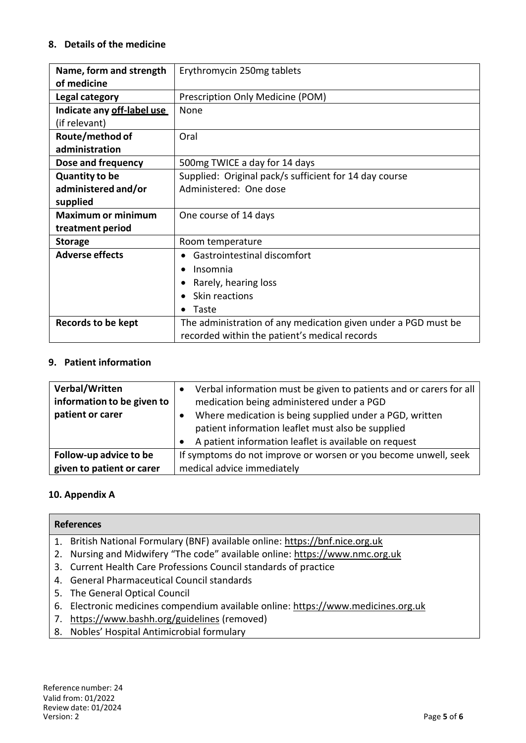## 8. Details of the medicine

| | |
|---|---|
| **Name, form and strength of medicine** | Erythromycin 250mg tablets |
| **Legal category** | Prescription Only Medicine (POM) |
| **Indicate any <u>off-label use</u>** (if relevant) | None |
| **Route/method of administration** | Oral |
| **Dose and frequency** | 500mg TWICE a day for 14 days |
| **Quantity to be administered and/or supplied** | Supplied: Original pack/s sufficient for 14 day course<br>Administered: One dose |
| **Maximum or minimum treatment period** | One course of 14 days |
| **Storage** | Room temperature |
| **Adverse effects** | • Gastrointestinal discomfort<br>• Insomnia<br>• Rarely, hearing loss<br>• Skin reactions<br>• Taste |
| **Records to be kept** | The administration of any medication given under a PGD must be recorded within the patient's medical records |

## 9. Patient information

| | |
|---|---|
| **Verbal/Written information to be given to patient or carer** | • Verbal information must be given to patients and or carers for all medication being administered under a PGD<br>• Where medication is being supplied under a PGD, written patient information leaflet must also be supplied<br>• A patient information leaflet is available on request |
| **Follow-up advice to be given to patient or carer** | If symptoms do not improve or worsen or you become unwell, seek medical advice immediately |

## 10. Appendix A

| **References** |
|---|
| 1. British National Formulary (BNF) available online: https://bnf.nice.org.uk |
| 2. Nursing and Midwifery "The code" available online: https://www.nmc.org.uk |
| 3. Current Health Care Professions Council standards of practice |
| 4. General Pharmaceutical Council standards |
| 5. The General Optical Council |
| 6. Electronic medicines compendium available online: https://www.medicines.org.uk |
| 7. https://www.bashh.org/guidelines (removed) |
| 8. Nobles' Hospital Antimicrobial formulary |

Reference number: 24
Valid from: 01/2022
Review date: 01/2024
Version: 2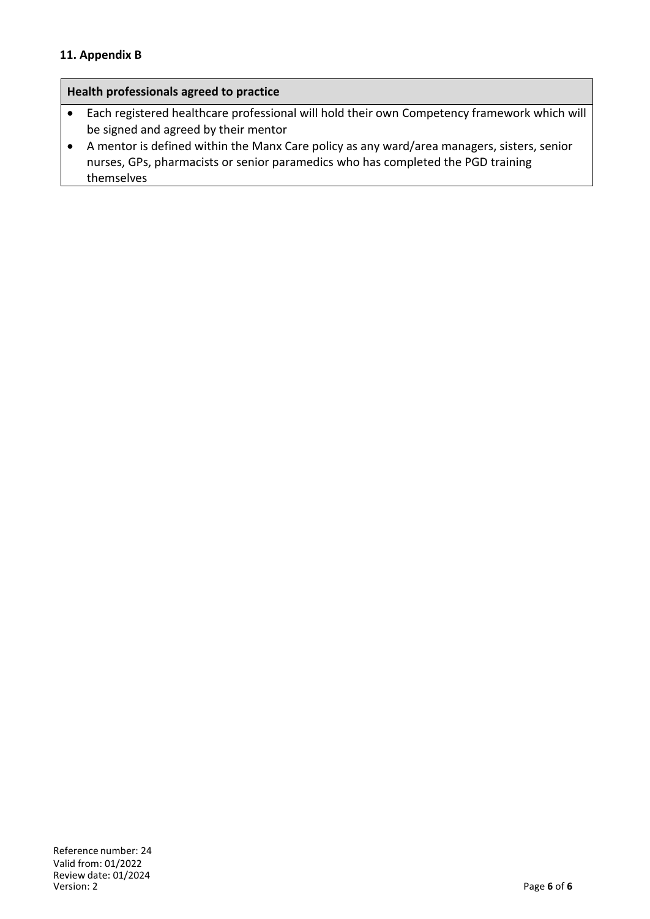## 11. Appendix B

| Health professionals agreed to practice |
| --- |
| • Each registered healthcare professional will hold their own Competency framework which will be signed and agreed by their mentor<br>• A mentor is defined within the Manx Care policy as any ward/area managers, sisters, senior nurses, GPs, pharmacists or senior paramedics who has completed the PGD training themselves |